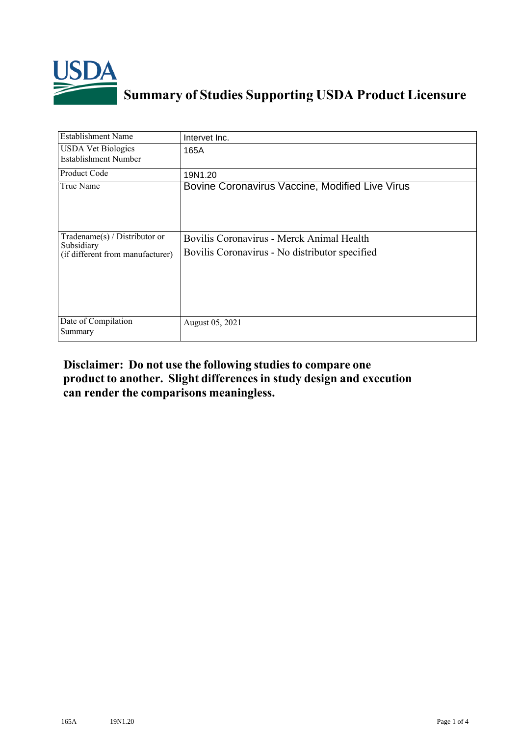# Summary of Studies Supporting USDA Product Licensure

| Establishment Name | Intervet Inc. |
|---|---|
| USDA Vet Biologics Establishment Number | 165A |
| Product Code | 19N1.20 |
| True Name | Bovine Coronavirus Vaccine, Modified Live Virus |
| Tradename(s) / Distributor or Subsidiary (if different from manufacturer) | Bovilis Coronavirus - Merck Animal Health<br>Bovilis Coronavirus - No distributor specified |
| Date of Compilation Summary | August 05, 2021 |

**Disclaimer: Do not use the following studies to compare one product to another. Slight differences in study design and execution can render the comparisons meaningless.**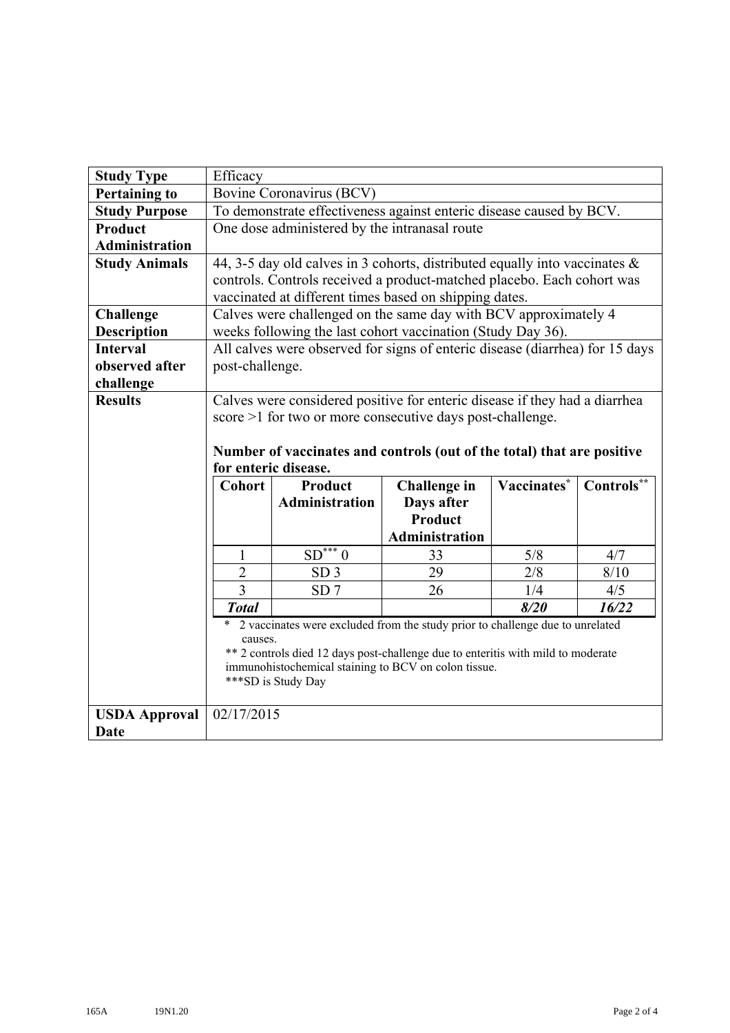| **Study Type** | Efficacy |
|---|---|
| **Pertaining to** | Bovine Coronavirus (BCV) |
| **Study Purpose** | To demonstrate effectiveness against enteric disease caused by BCV. |
| **Product Administration** | One dose administered by the intranasal route |
| **Study Animals** | 44, 3-5 day old calves in 3 cohorts, distributed equally into vaccinates & controls. Controls received a product-matched placebo. Each cohort was vaccinated at different times based on shipping dates. |
| **Challenge Description** | Calves were challenged on the same day with BCV approximately 4 weeks following the last cohort vaccination (Study Day 36). |
| **Interval observed after challenge** | All calves were observed for signs of enteric disease (diarrhea) for 15 days post-challenge. |
| **Results** | Calves were considered positive for enteric disease if they had a diarrhea score >1 for two or more consecutive days post-challenge. |

**Number of vaccinates and controls (out of the total) that are positive for enteric disease.**

| Cohort | Product Administration | Challenge in Days after Product Administration | Vaccinates* | Controls** |
|---|---|---|---|---|
| 1 | SD*** 0 | 33 | 5/8 | 4/7 |
| 2 | SD 3 | 29 | 2/8 | 8/10 |
| 3 | SD 7 | 26 | 1/4 | 4/5 |
| ***Total*** | | | ***8/20*** | ***16/22*** |

\* 2 vaccinates were excluded from the study prior to challenge due to unrelated causes.

** 2 controls died 12 days post-challenge due to enteritis with mild to moderate immunohistochemical staining to BCV on colon tissue.

***SD is Study Day

| **USDA Approval Date** | 02/17/2015 |
|---|---|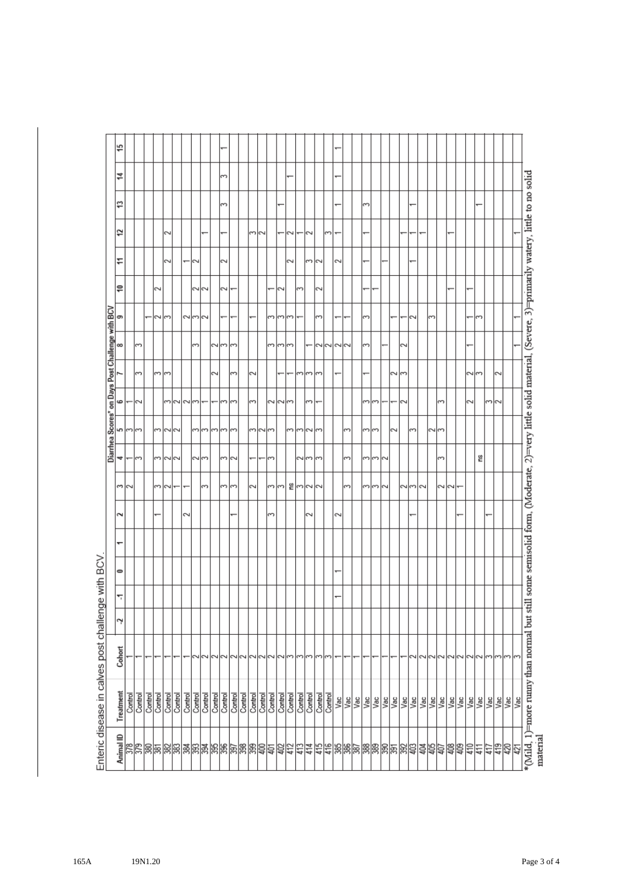Enteric disease in calves post challenge with BCV.

| Animal ID | Treatment | Cohort | Diarrhea Scores* on Days Post Challenge with BCV | | | | | | | | | | | | | | | | | |
|---|---|---|---|---|---|---|---|---|---|---|---|---|---|---|---|---|---|---|---|---|
| | | | -2 | -1 | 0 | 1 | 2 | 3 | 4 | 5 | 6 | 7 | 8 | 9 | 10 | 11 | 12 | 13 | 14 | 15 |
| 378 | Control | 1 | | | | | | 3 | 1 | 3 | 1 | | | | | | | | | |
| 379 | Control | 1 | | | | | | 2 | 3 | 3 | 2 | 3 | 3 | | | | | | | |
| 380 | Control | 1 | | | | | | | | | | | | 1 | | | | | | |
| 381 | Control | 1 | | | | | 1 | 3 | 3 | 3 | | 3 | | 2 | 2 | | | | | |
| 382 | Control | 1 | | | | | | 2 | 2 | 2 | 3 | 3 | | 3 | | 2 | 2 | | | |
| 383 | Control | 1 | | | | | | 1 | 2 | 2 | 2 | | | | | | | | | |
| 384 | Control | 1 | | | | | 2 | 1 | | | 2 | | | 2 | | 1 | | | | |
| 393 | Control | 2 | | | | | | | 2 | 3 | 3 | | 3 | 3 | 2 | 2 | | | | |
| 394 | Control | 2 | | | | | | 3 | 3 | 3 | 1 | | | 2 | 2 | | 1 | | | |
| 395 | Control | 2 | | | | | | | | 3 | 1 | 2 | 2 | | | | | | | |
| 396 | Control | 2 | | | | | | 3 | 3 | 3 | 3 | | 3 | 1 | 2 | 2 | 1 | 3 | 3 | 1 |
| 397 | Control | 2 | | | | | 1 | 3 | 2 | 3 | 3 | 3 | 3 | 1 | 1 | | | | | |
| 398 | Control | 2 | | | | | | | | | | | | | | | 3 | | | |
| 399 | Control | 2 | | | | | | 2 | 1 | 3 | 3 | 2 | | 1 | | | 2 | | | |
| 400 | Control | 2 | | | | | | | 1 | 2 | | | | | | | | | | |
| 401 | Control | 2 | | | | | 3 | 3 | 3 | 3 | 2 | | 3 | 3 | 1 | | | | | |
| 402 | Control | 2 | | | | | | 3 | | | 2 | 1 | 3 | 3 | 2 | | 1 | 1 | | |
| 412 | Control | 3 | | | | | | ns | | 3 | 3 | 1 | 3 | 3 | | 2 | 2 | | 1 | |
| 413 | Control | 3 | | | | | | 3 | 2 | 3 | | 3 | | 1 | 3 | | 1 | | | |
| 414 | Control | 3 | | | | | 2 | 2 | 3 | 2 | 3 | 3 | 1 | | | 3 | 2 | | | |
| 415 | Control | 3 | | | | | | 2 | 3 | 3 | 1 | 3 | 2 | 3 | 2 | 2 | | | | |
| 416 | Control | 3 | | | | | | | | | | | 2 | | | | 3 | | | |
| 385 | Vac | 1 | | 1 | 1 | | 2 | | | | | 1 | 2 | 1 | | 2 | 1 | 1 | 1 | 1 |
| 386 | Vac | 1 | | | | | | | | | | | 2 | 1 | | | | | | |
| 387 | Vac | 1 | | | | | | 3 | 3 | 3 | | | | | | | | | | |
| 388 | Vac | 1 | | | | | | 3 | 3 | 3 | 3 | 1 | 3 | 3 | 1 | 1 | 1 | 3 | | |
| 389 | Vac | 1 | | | | | | 3 | 3 | 3 | 3 | | | | 1 | | | | | |
| 390 | Vac | 1 | | | | | | 2 | 2 | | 1 | | 1 | | | 1 | | | | |
| 391 | Vac | 1 | | | | | | | | 2 | 1 | 2 | | 1 | | | | | | |
| 392 | Vac | 1 | | | | | | 2 | | | 2 | 3 | 2 | 1 | | | 1 | | | |
| 403 | Vac | 2 | | | | | 1 | 3 | | 3 | | | | 2 | | 1 | 1 | 1 | | |
| 404 | Vac | 2 | | | | | | 2 | | | | | | | | | 1 | | | |
| 405 | Vac | 2 | | | | | | | | | | | | 3 | | | | | | |
| 407 | Vac | 2 | | | | | | 2 | 3 | 2 | 3 | | | | | | | | | |
| 408 | Vac | 2 | | | | | | 2 | | 3 | | | | | 1 | | 1 | | | |
| 409 | Vac | 2 | | | | | 1 | 1 | | | | | | | | | | | | |
| 410 | Vac | 2 | | | | | | | | | 2 | 2 | 1 | 1 | 1 | | | | | |
| 411 | Vac | 2 | | | | | | | ns | | | 3 | | 3 | | | | 1 | | |
| 417 | Vac | 3 | | | | | 1 | | | | 3 | | | | | | | | | |
| 419 | Vac | 3 | | | | | | | | | 2 | 2 | | | | | | | | |
| 420 | Vac | 3 | | | | | | | | | | | | | | | | | | |
| 421 | Vac | 3 | | | | | | | | | | | 1 | 1 | | | 1 | | | |

*(Mild, 1)=more runny than normal but still some semisolid form, (Moderate, 2)=very little solid material, (Severe, 3)=primarily watery, little to no solid material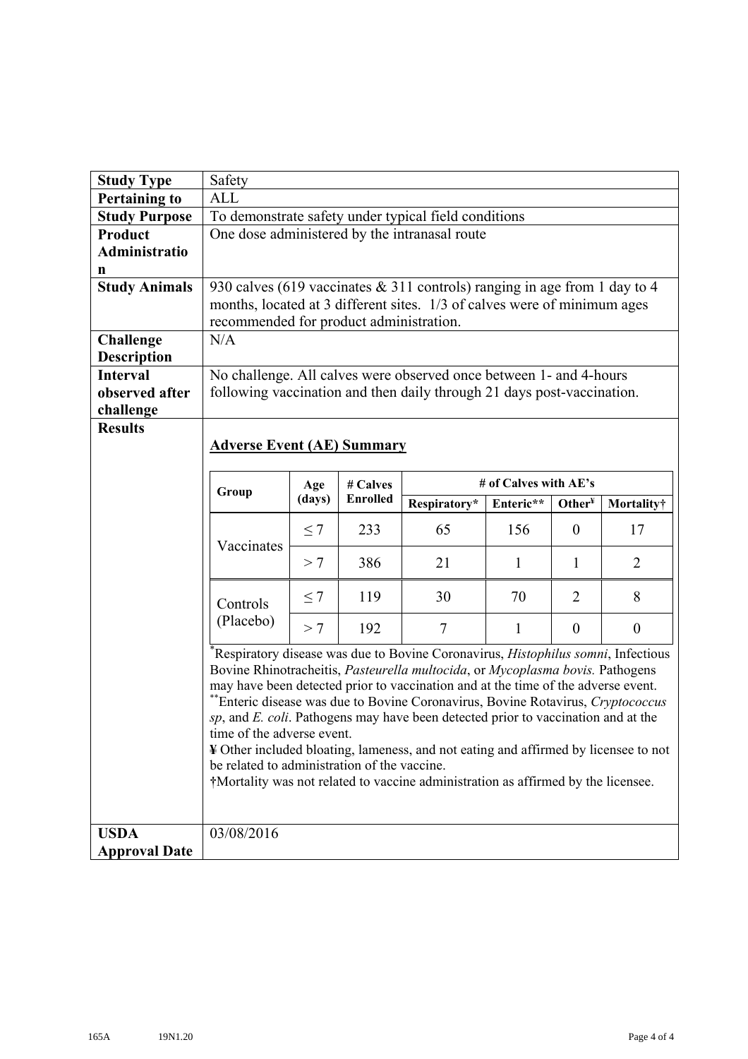| | |
|---|---|
| **Study Type** | Safety |
| **Pertaining to** | ALL |
| **Study Purpose** | To demonstrate safety under typical field conditions |
| **Product Administration** | One dose administered by the intranasal route |
| **Study Animals** | 930 calves (619 vaccinates & 311 controls) ranging in age from 1 day to 4 months, located at 3 different sites. 1/3 of calves were of minimum ages recommended for product administration. |
| **Challenge Description** | N/A |
| **Interval observed after challenge** | No challenge. All calves were observed once between 1- and 4-hours following vaccination and then daily through 21 days post-vaccination. |
| **Results** | See Adverse Event (AE) Summary below |
| **USDA Approval Date** | 03/08/2016 |

**Adverse Event (AE) Summary**

| Group | Age (days) | # Calves Enrolled | # of Calves with AE's | | | |
|---|---|---|---|---|---|---|
| | | | Respiratory* | Enteric** | Other¥ | Mortality† |
| Vaccinates | ≤ 7 | 233 | 65 | 156 | 0 | 17 |
| | > 7 | 386 | 21 | 1 | 1 | 2 |
| Controls (Placebo) | ≤ 7 | 119 | 30 | 70 | 2 | 8 |
| | > 7 | 192 | 7 | 1 | 0 | 0 |

*Respiratory disease was due to Bovine Coronavirus, *Histophilus somni*, Infectious Bovine Rhinotracheitis, *Pasteurella multocida*, or *Mycoplasma bovis.* Pathogens may have been detected prior to vaccination and at the time of the adverse event.

**Enteric disease was due to Bovine Coronavirus, Bovine Rotavirus, *Cryptococcus sp*, and *E. coli*. Pathogens may have been detected prior to vaccination and at the time of the adverse event.

¥ Other included bloating, lameness, and not eating and affirmed by licensee to not be related to administration of the vaccine.

†Mortality was not related to vaccine administration as affirmed by the licensee.

165A 19N1.20